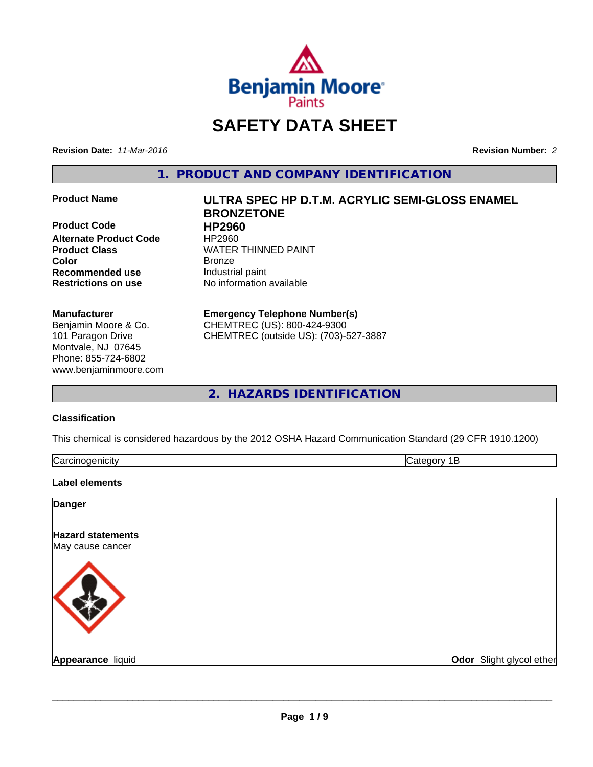# SAFETY DATA SHEET

**Revision Date:** *11-Mar-2016* **Revision Number:** *2*

## 1. PRODUCT AND COMPANY IDENTIFICATION

| | |
|---|---|
| **Product Name** | **ULTRA SPEC HP D.T.M. ACRYLIC SEMI-GLOSS ENAMEL BRONZETONE** |
| **Product Code** | **HP2960** |
| **Alternate Product Code** | HP2960 |
| **Product Class** | WATER THINNED PAINT |
| **Color** | Bronze |
| **Recommended use** | Industrial paint |
| **Restrictions on use** | No information available |

**Manufacturer**
Benjamin Moore & Co.
101 Paragon Drive
Montvale, NJ 07645
Phone: 855-724-6802
www.benjaminmoore.com

**Emergency Telephone Number(s)**
CHEMTREC (US): 800-424-9300
CHEMTREC (outside US): (703)-527-3887

## 2. HAZARDS IDENTIFICATION

**Classification**

This chemical is considered hazardous by the 2012 OSHA Hazard Communication Standard (29 CFR 1910.1200)

| Carcinogenicity | Category 1B |
|---|---|

**Label elements**

**Danger**

**Hazard statements**
May cause cancer

**Appearance** liquid **Odor** Slight glycol ether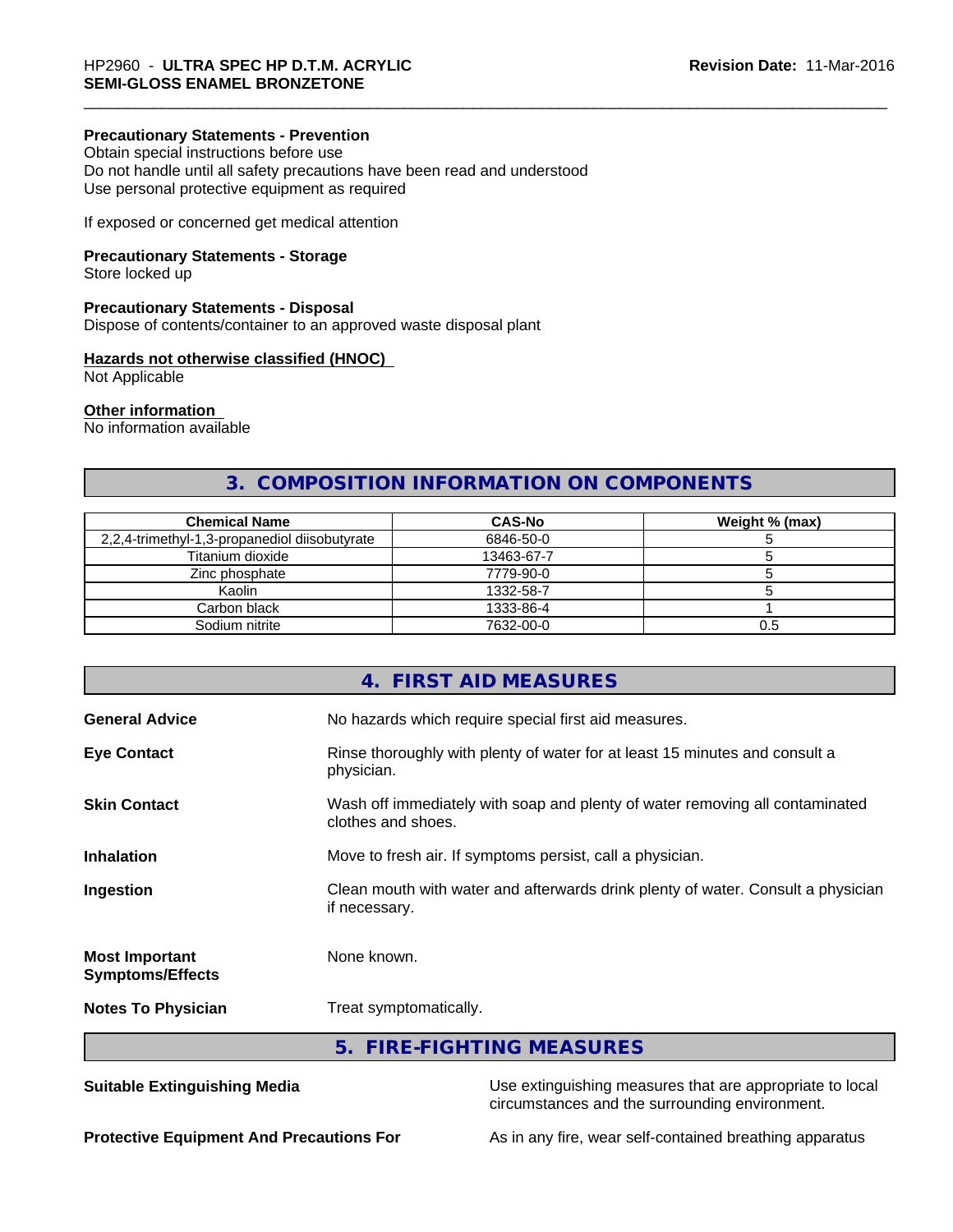**Precautionary Statements - Prevention**
Obtain special instructions before use
Do not handle until all safety precautions have been read and understood
Use personal protective equipment as required

If exposed or concerned get medical attention

**Precautionary Statements - Storage**
Store locked up

**Precautionary Statements - Disposal**
Dispose of contents/container to an approved waste disposal plant

**Hazards not otherwise classified (HNOC)**
Not Applicable

**Other information**
No information available

## 3. COMPOSITION INFORMATION ON COMPONENTS

| Chemical Name | CAS-No | Weight % (max) |
|---|---|---|
| 2,2,4-trimethyl-1,3-propanediol diisobutyrate | 6846-50-0 | 5 |
| Titanium dioxide | 13463-67-7 | 5 |
| Zinc phosphate | 7779-90-0 | 5 |
| Kaolin | 1332-58-7 | 5 |
| Carbon black | 1333-86-4 | 1 |
| Sodium nitrite | 7632-00-0 | 0.5 |

## 4. FIRST AID MEASURES

**General Advice** No hazards which require special first aid measures.

**Eye Contact** Rinse thoroughly with plenty of water for at least 15 minutes and consult a physician.

**Skin Contact** Wash off immediately with soap and plenty of water removing all contaminated clothes and shoes.

**Inhalation** Move to fresh air. If symptoms persist, call a physician.

**Ingestion** Clean mouth with water and afterwards drink plenty of water. Consult a physician if necessary.

**Most Important Symptoms/Effects** None known.

**Notes To Physician** Treat symptomatically.

## 5. FIRE-FIGHTING MEASURES

**Suitable Extinguishing Media** Use extinguishing measures that are appropriate to local circumstances and the surrounding environment.

**Protective Equipment And Precautions For** As in any fire, wear self-contained breathing apparatus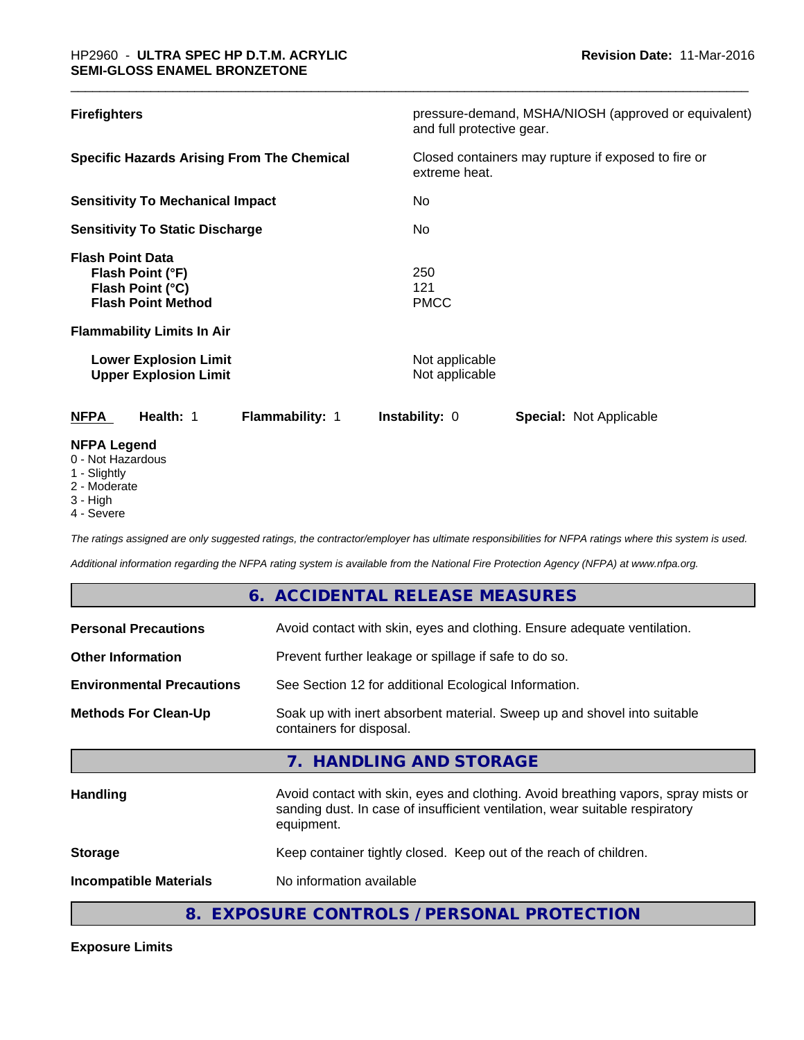| | |
|---|---|
| **Firefighters** | pressure-demand, MSHA/NIOSH (approved or equivalent) and full protective gear. |
| **Specific Hazards Arising From The Chemical** | Closed containers may rupture if exposed to fire or extreme heat. |
| **Sensitivity To Mechanical Impact** | No |
| **Sensitivity To Static Discharge** | No |

**Flash Point Data**

| | |
|---|---|
| **Flash Point (°F)** | 250 |
| **Flash Point (°C)** | 121 |
| **Flash Point Method** | PMCC |

**Flammability Limits In Air**

| | |
|---|---|
| **Lower Explosion Limit** | Not applicable |
| **Upper Explosion Limit** | Not applicable |

| **NFPA** | **Health:** 1 | **Flammability:** 1 | **Instability:** 0 | **Special:** Not Applicable |
|---|---|---|---|---|

**NFPA Legend**

0 - Not Hazardous
1 - Slightly
2 - Moderate
3 - High
4 - Severe

*The ratings assigned are only suggested ratings, the contractor/employer has ultimate responsibilities for NFPA ratings where this system is used.*

*Additional information regarding the NFPA rating system is available from the National Fire Protection Agency (NFPA) at www.nfpa.org.*

## 6. ACCIDENTAL RELEASE MEASURES

| | |
|---|---|
| **Personal Precautions** | Avoid contact with skin, eyes and clothing. Ensure adequate ventilation. |
| **Other Information** | Prevent further leakage or spillage if safe to do so. |
| **Environmental Precautions** | See Section 12 for additional Ecological Information. |
| **Methods For Clean-Up** | Soak up with inert absorbent material. Sweep up and shovel into suitable containers for disposal. |

## 7. HANDLING AND STORAGE

| | |
|---|---|
| **Handling** | Avoid contact with skin, eyes and clothing. Avoid breathing vapors, spray mists or sanding dust. In case of insufficient ventilation, wear suitable respiratory equipment. |
| **Storage** | Keep container tightly closed. Keep out of the reach of children. |
| **Incompatible Materials** | No information available |

## 8. EXPOSURE CONTROLS / PERSONAL PROTECTION

**Exposure Limits**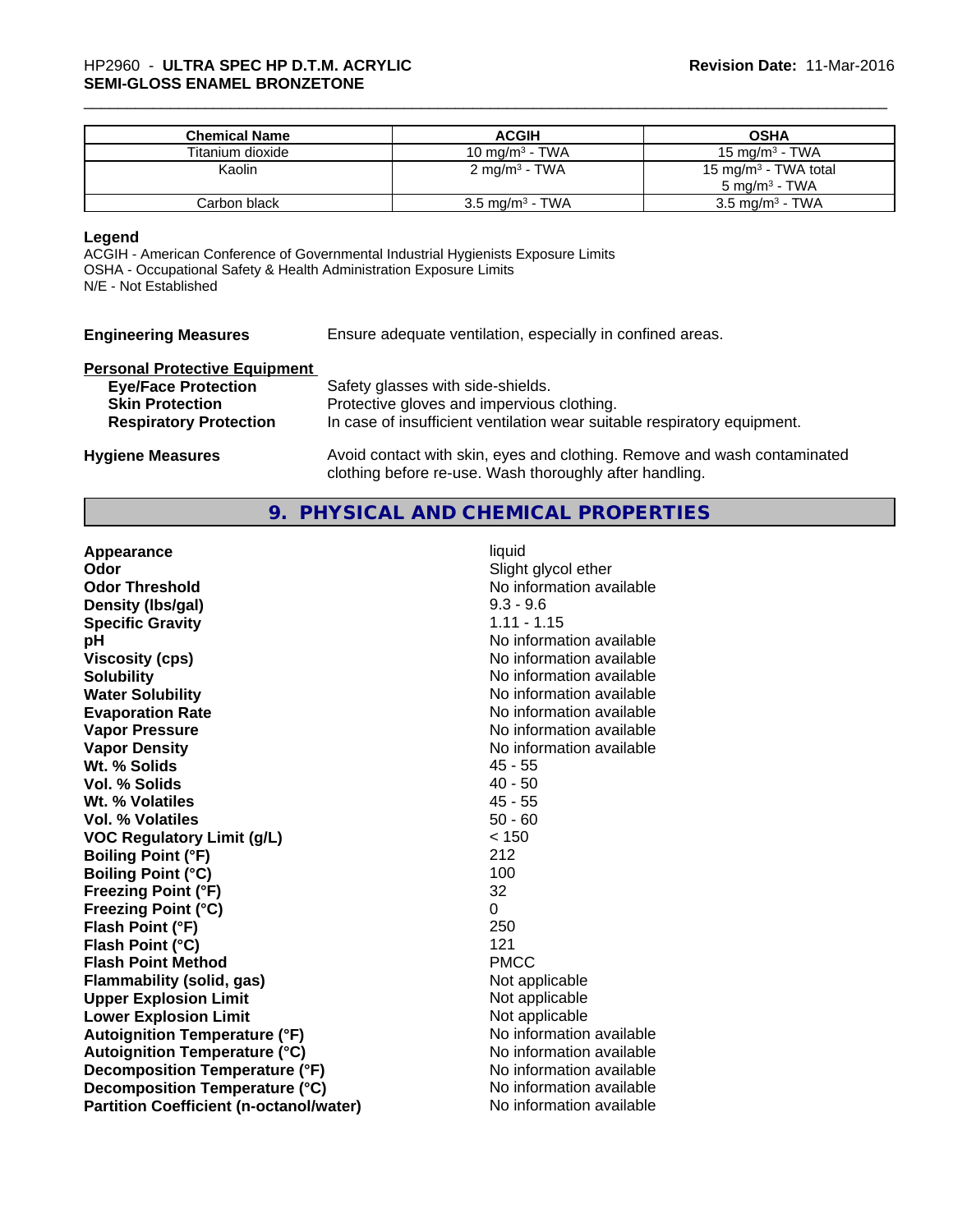| Chemical Name | ACGIH | OSHA |
|---|---|---|
| Titanium dioxide | 10 mg/m³ - TWA | 15 mg/m³ - TWA |
| Kaolin | 2 mg/m³ - TWA | 15 mg/m³ - TWA total<br>5 mg/m³ - TWA |
| Carbon black | 3.5 mg/m³ - TWA | 3.5 mg/m³ - TWA |

**Legend**

ACGIH - American Conference of Governmental Industrial Hygienists Exposure Limits
OSHA - Occupational Safety & Health Administration Exposure Limits
N/E - Not Established

**Engineering Measures** Ensure adequate ventilation, especially in confined areas.

**Personal Protective Equipment**

**Eye/Face Protection** Safety glasses with side-shields.
**Skin Protection** Protective gloves and impervious clothing.
**Respiratory Protection** In case of insufficient ventilation wear suitable respiratory equipment.

**Hygiene Measures** Avoid contact with skin, eyes and clothing. Remove and wash contaminated clothing before re-use. Wash thoroughly after handling.

## 9. PHYSICAL AND CHEMICAL PROPERTIES

| | |
|---|---|
| **Appearance** | liquid |
| **Odor** | Slight glycol ether |
| **Odor Threshold** | No information available |
| **Density (lbs/gal)** | 9.3 - 9.6 |
| **Specific Gravity** | 1.11 - 1.15 |
| **pH** | No information available |
| **Viscosity (cps)** | No information available |
| **Solubility** | No information available |
| **Water Solubility** | No information available |
| **Evaporation Rate** | No information available |
| **Vapor Pressure** | No information available |
| **Vapor Density** | No information available |
| **Wt. % Solids** | 45 - 55 |
| **Vol. % Solids** | 40 - 50 |
| **Wt. % Volatiles** | 45 - 55 |
| **Vol. % Volatiles** | 50 - 60 |
| **VOC Regulatory Limit (g/L)** | < 150 |
| **Boiling Point (°F)** | 212 |
| **Boiling Point (°C)** | 100 |
| **Freezing Point (°F)** | 32 |
| **Freezing Point (°C)** | 0 |
| **Flash Point (°F)** | 250 |
| **Flash Point (°C)** | 121 |
| **Flash Point Method** | PMCC |
| **Flammability (solid, gas)** | Not applicable |
| **Upper Explosion Limit** | Not applicable |
| **Lower Explosion Limit** | Not applicable |
| **Autoignition Temperature (°F)** | No information available |
| **Autoignition Temperature (°C)** | No information available |
| **Decomposition Temperature (°F)** | No information available |
| **Decomposition Temperature (°C)** | No information available |
| **Partition Coefficient (n-octanol/water)** | No information available |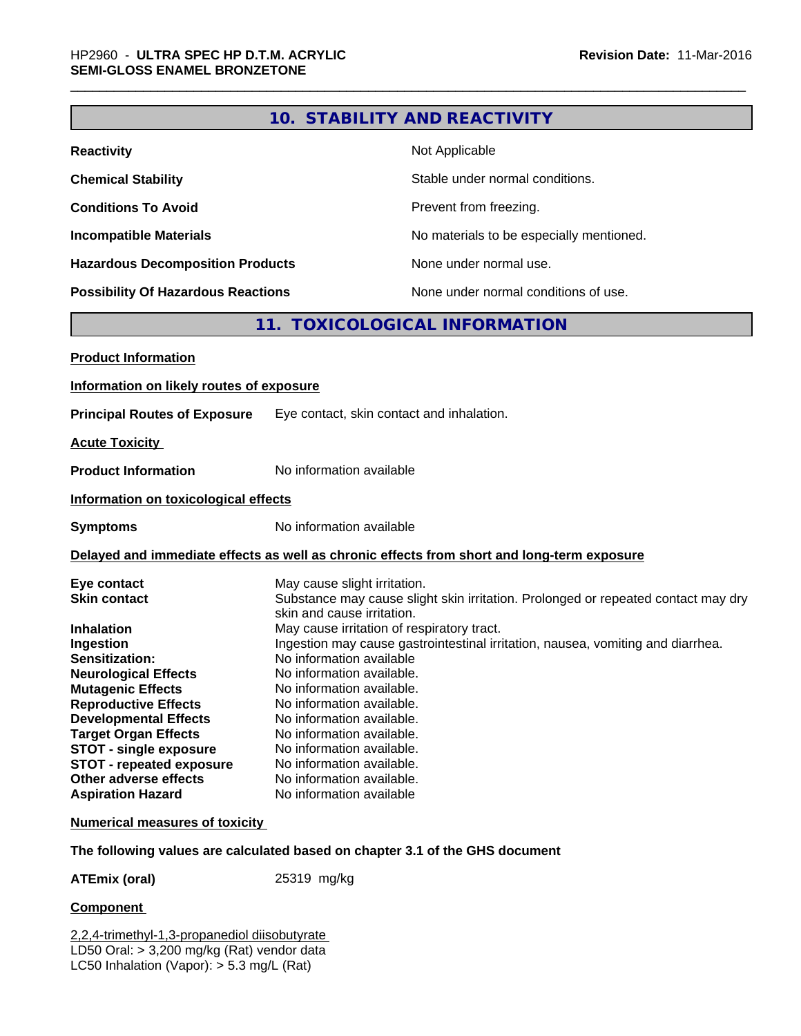## 10. STABILITY AND REACTIVITY

| | |
|---|---|
| **Reactivity** | Not Applicable |
| **Chemical Stability** | Stable under normal conditions. |
| **Conditions To Avoid** | Prevent from freezing. |
| **Incompatible Materials** | No materials to be especially mentioned. |
| **Hazardous Decomposition Products** | None under normal use. |
| **Possibility Of Hazardous Reactions** | None under normal conditions of use. |

## 11. TOXICOLOGICAL INFORMATION

**Product Information**

**Information on likely routes of exposure**

**Principal Routes of Exposure** Eye contact, skin contact and inhalation.

**Acute Toxicity**

**Product Information** No information available

**Information on toxicological effects**

**Symptoms** No information available

**Delayed and immediate effects as well as chronic effects from short and long-term exposure**

| | |
|---|---|
| **Eye contact** | May cause slight irritation. |
| **Skin contact** | Substance may cause slight skin irritation. Prolonged or repeated contact may dry skin and cause irritation. |
| **Inhalation** | May cause irritation of respiratory tract. |
| **Ingestion** | Ingestion may cause gastrointestinal irritation, nausea, vomiting and diarrhea. |
| **Sensitization:** | No information available |
| **Neurological Effects** | No information available. |
| **Mutagenic Effects** | No information available. |
| **Reproductive Effects** | No information available. |
| **Developmental Effects** | No information available. |
| **Target Organ Effects** | No information available. |
| **STOT - single exposure** | No information available. |
| **STOT - repeated exposure** | No information available. |
| **Other adverse effects** | No information available. |
| **Aspiration Hazard** | No information available |

**Numerical measures of toxicity**

**The following values are calculated based on chapter 3.1 of the GHS document**

**ATEmix (oral)** 25319 mg/kg

**Component**

2,2,4-trimethyl-1,3-propanediol diisobutyrate
LD50 Oral: > 3,200 mg/kg (Rat) vendor data
LC50 Inhalation (Vapor): > 5.3 mg/L (Rat)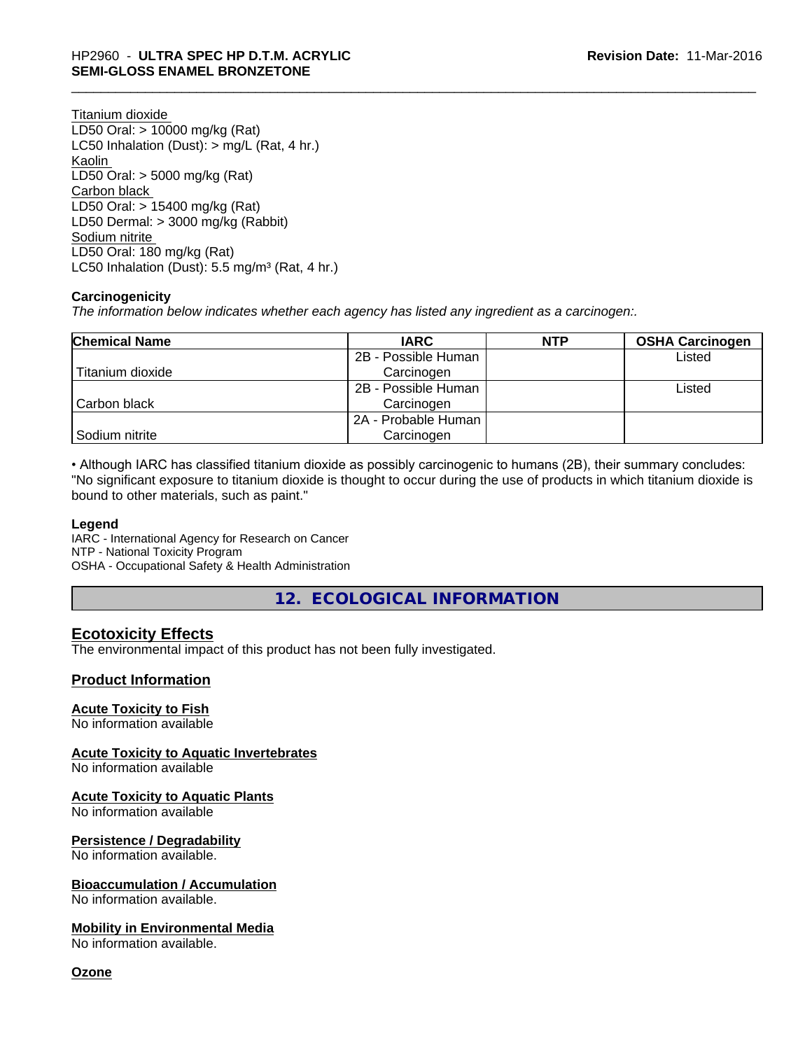Titanium dioxide
LD50 Oral: > 10000 mg/kg (Rat)
LC50 Inhalation (Dust): > mg/L (Rat, 4 hr.)
Kaolin
LD50 Oral: > 5000 mg/kg (Rat)
Carbon black
LD50 Oral: > 15400 mg/kg (Rat)
LD50 Dermal: > 3000 mg/kg (Rabbit)
Sodium nitrite
LD50 Oral: 180 mg/kg (Rat)
LC50 Inhalation (Dust): 5.5 mg/m³ (Rat, 4 hr.)

**Carcinogenicity**

*The information below indicates whether each agency has listed any ingredient as a carcinogen:.*

| Chemical Name | IARC | NTP | OSHA Carcinogen |
|---|---|---|---|
| Titanium dioxide | 2B - Possible Human Carcinogen | | Listed |
| Carbon black | 2B - Possible Human Carcinogen | | Listed |
| Sodium nitrite | 2A - Probable Human Carcinogen | | |

• Although IARC has classified titanium dioxide as possibly carcinogenic to humans (2B), their summary concludes: "No significant exposure to titanium dioxide is thought to occur during the use of products in which titanium dioxide is bound to other materials, such as paint."

**Legend**

IARC - International Agency for Research on Cancer
NTP - National Toxicity Program
OSHA - Occupational Safety & Health Administration

## 12. ECOLOGICAL INFORMATION

### Ecotoxicity Effects

The environmental impact of this product has not been fully investigated.

### Product Information

**Acute Toxicity to Fish**
No information available

**Acute Toxicity to Aquatic Invertebrates**
No information available

**Acute Toxicity to Aquatic Plants**
No information available

**Persistence / Degradability**
No information available.

**Bioaccumulation / Accumulation**
No information available.

**Mobility in Environmental Media**
No information available.

**Ozone**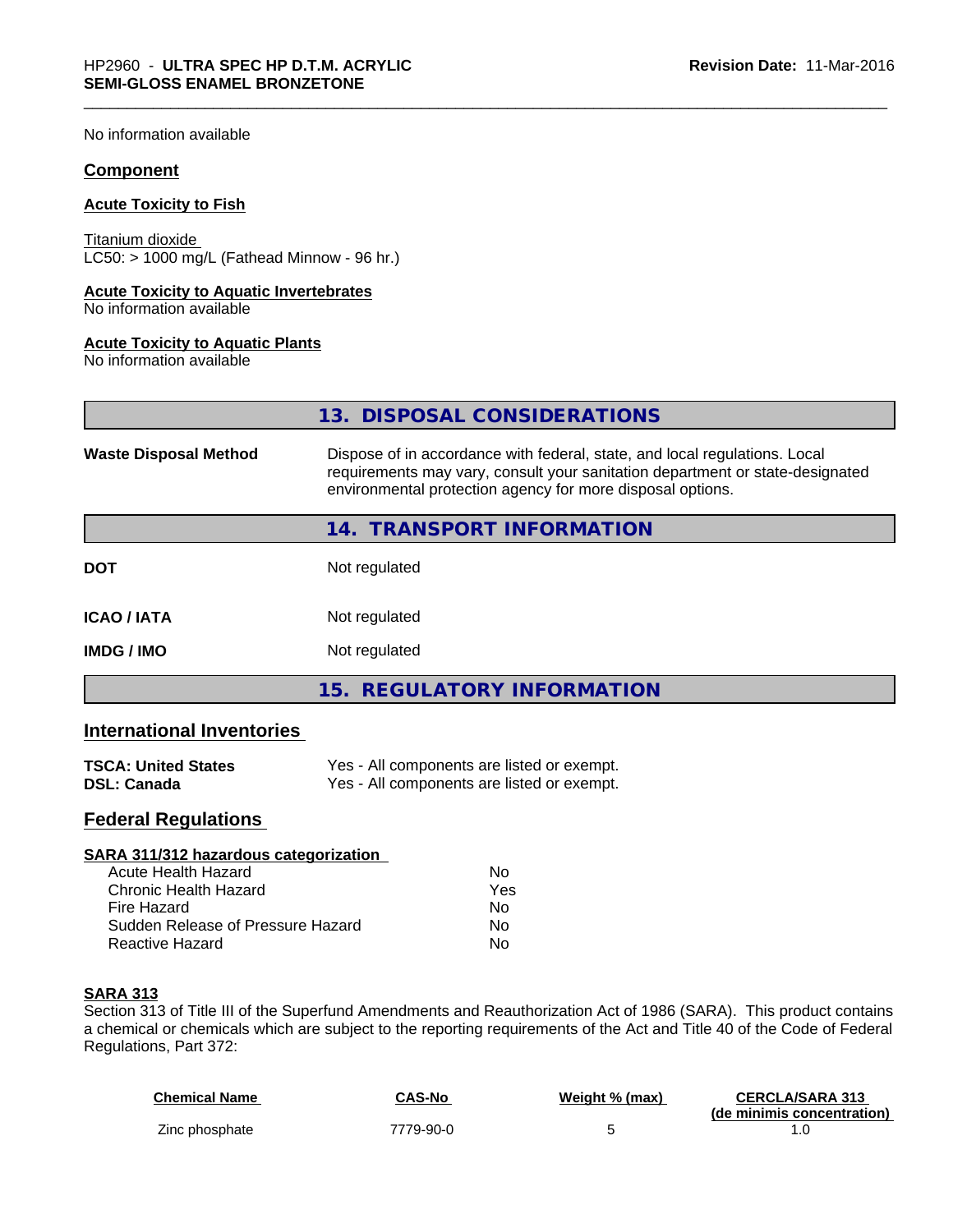No information available

### Component

#### Acute Toxicity to Fish

Titanium dioxide
LC50: > 1000 mg/L (Fathead Minnow - 96 hr.)

#### Acute Toxicity to Aquatic Invertebrates

No information available

#### Acute Toxicity to Aquatic Plants

No information available

## 13. DISPOSAL CONSIDERATIONS

**Waste Disposal Method** Dispose of in accordance with federal, state, and local regulations. Local requirements may vary, consult your sanitation department or state-designated environmental protection agency for more disposal options.

## 14. TRANSPORT INFORMATION

**DOT** Not regulated

**ICAO / IATA** Not regulated

**IMDG / IMO** Not regulated

## 15. REGULATORY INFORMATION

### International Inventories

**TSCA: United States** Yes - All components are listed or exempt.
**DSL: Canada** Yes - All components are listed or exempt.

### Federal Regulations

#### SARA 311/312 hazardous categorization

| | |
|---|---|
| Acute Health Hazard | No |
| Chronic Health Hazard | Yes |
| Fire Hazard | No |
| Sudden Release of Pressure Hazard | No |
| Reactive Hazard | No |

#### SARA 313

Section 313 of Title III of the Superfund Amendments and Reauthorization Act of 1986 (SARA). This product contains a chemical or chemicals which are subject to the reporting requirements of the Act and Title 40 of the Code of Federal Regulations, Part 372:

| Chemical Name | CAS-No | Weight % (max) | CERCLA/SARA 313 (de minimis concentration) |
|---|---|---|---|
| Zinc phosphate | 7779-90-0 | 5 | 1.0 |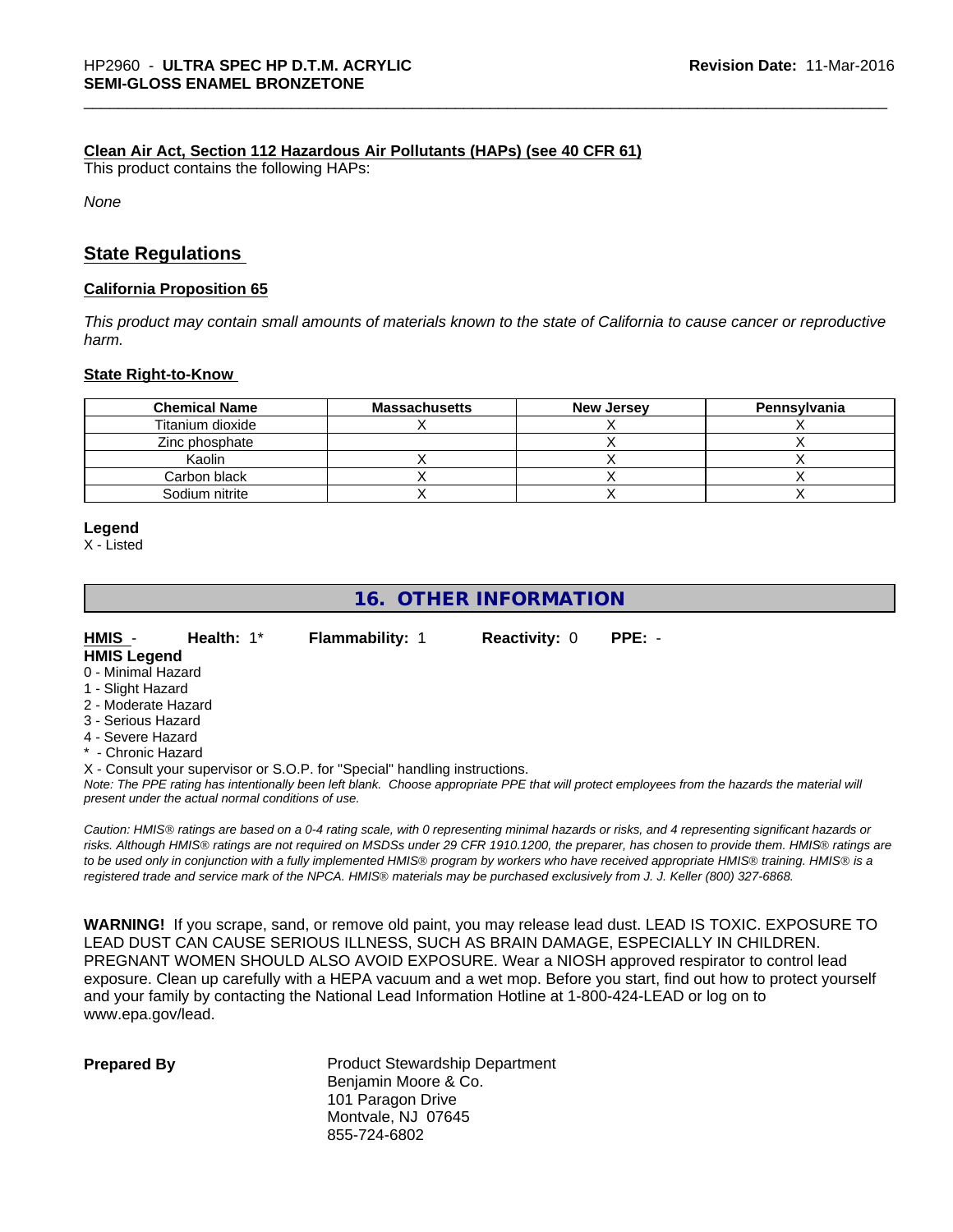**Clean Air Act, Section 112 Hazardous Air Pollutants (HAPs) (see 40 CFR 61)**

This product contains the following HAPs:

*None*

## State Regulations

**California Proposition 65**

*This product may contain small amounts of materials known to the state of California to cause cancer or reproductive harm.*

**State Right-to-Know**

| Chemical Name | Massachusetts | New Jersey | Pennsylvania |
|---|---|---|---|
| Titanium dioxide | X | X | X |
| Zinc phosphate | | X | X |
| Kaolin | X | X | X |
| Carbon black | X | X | X |
| Sodium nitrite | X | X | X |

**Legend**

X - Listed

## 16. OTHER INFORMATION

**HMIS** - **Health:** 1* **Flammability:** 1 **Reactivity:** 0 **PPE:** -

**HMIS Legend**

0 - Minimal Hazard
1 - Slight Hazard
2 - Moderate Hazard
3 - Serious Hazard
4 - Severe Hazard
* - Chronic Hazard

X - Consult your supervisor or S.O.P. for "Special" handling instructions.

*Note: The PPE rating has intentionally been left blank. Choose appropriate PPE that will protect employees from the hazards the material will present under the actual normal conditions of use.*

*Caution: HMIS® ratings are based on a 0-4 rating scale, with 0 representing minimal hazards or risks, and 4 representing significant hazards or risks. Although HMIS® ratings are not required on MSDSs under 29 CFR 1910.1200, the preparer, has chosen to provide them. HMIS® ratings are to be used only in conjunction with a fully implemented HMIS® program by workers who have received appropriate HMIS® training. HMIS® is a registered trade and service mark of the NPCA. HMIS® materials may be purchased exclusively from J. J. Keller (800) 327-6868.*

**WARNING!** If you scrape, sand, or remove old paint, you may release lead dust. LEAD IS TOXIC. EXPOSURE TO LEAD DUST CAN CAUSE SERIOUS ILLNESS, SUCH AS BRAIN DAMAGE, ESPECIALLY IN CHILDREN. PREGNANT WOMEN SHOULD ALSO AVOID EXPOSURE. Wear a NIOSH approved respirator to control lead exposure. Clean up carefully with a HEPA vacuum and a wet mop. Before you start, find out how to protect yourself and your family by contacting the National Lead Information Hotline at 1-800-424-LEAD or log on to www.epa.gov/lead.

**Prepared By**

Product Stewardship Department
Benjamin Moore & Co.
101 Paragon Drive
Montvale, NJ 07645
855-724-6802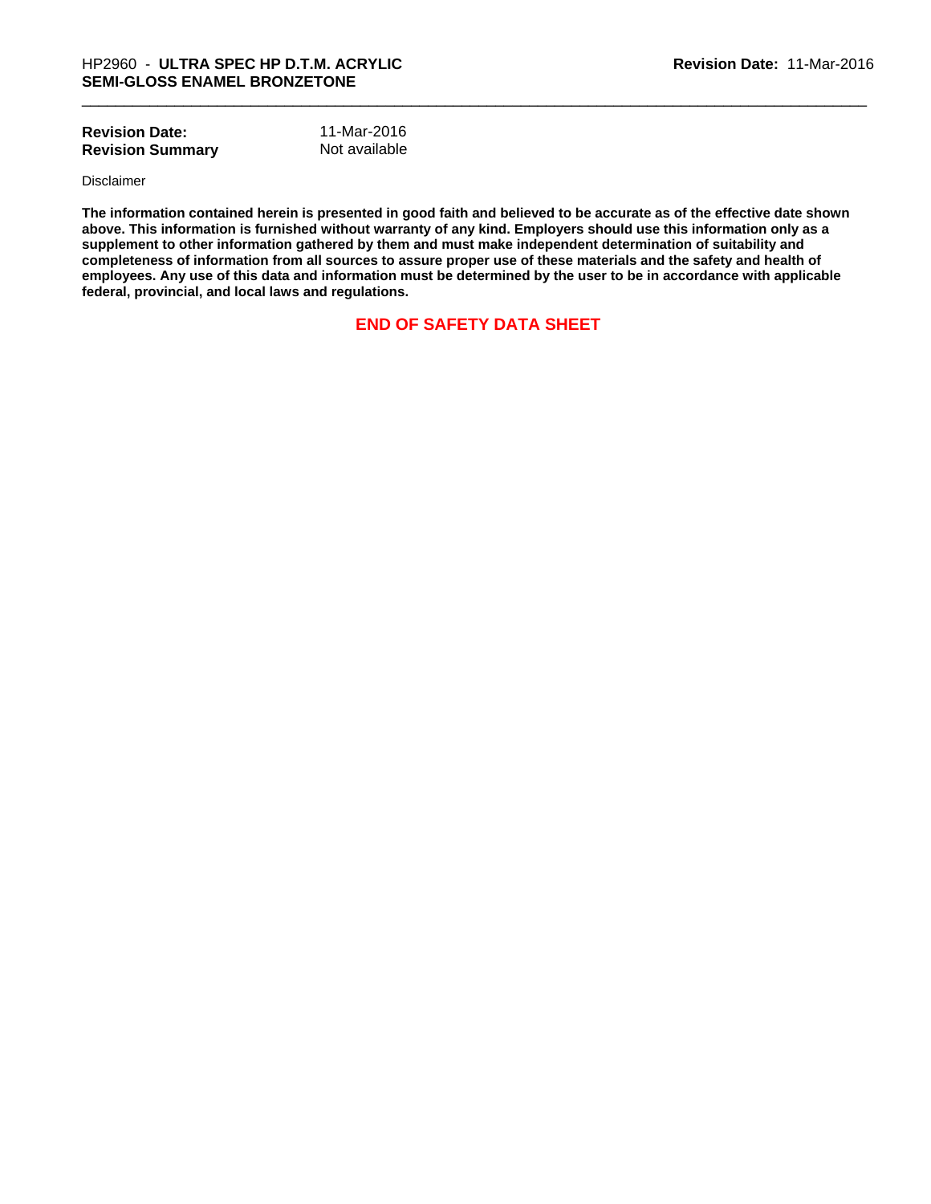| | |
|---|---|
| **Revision Date:** | 11-Mar-2016 |
| **Revision Summary** | Not available |

Disclaimer

**The information contained herein is presented in good faith and believed to be accurate as of the effective date shown above. This information is furnished without warranty of any kind. Employers should use this information only as a supplement to other information gathered by them and must make independent determination of suitability and completeness of information from all sources to assure proper use of these materials and the safety and health of employees. Any use of this data and information must be determined by the user to be in accordance with applicable federal, provincial, and local laws and regulations.**

**END OF SAFETY DATA SHEET**